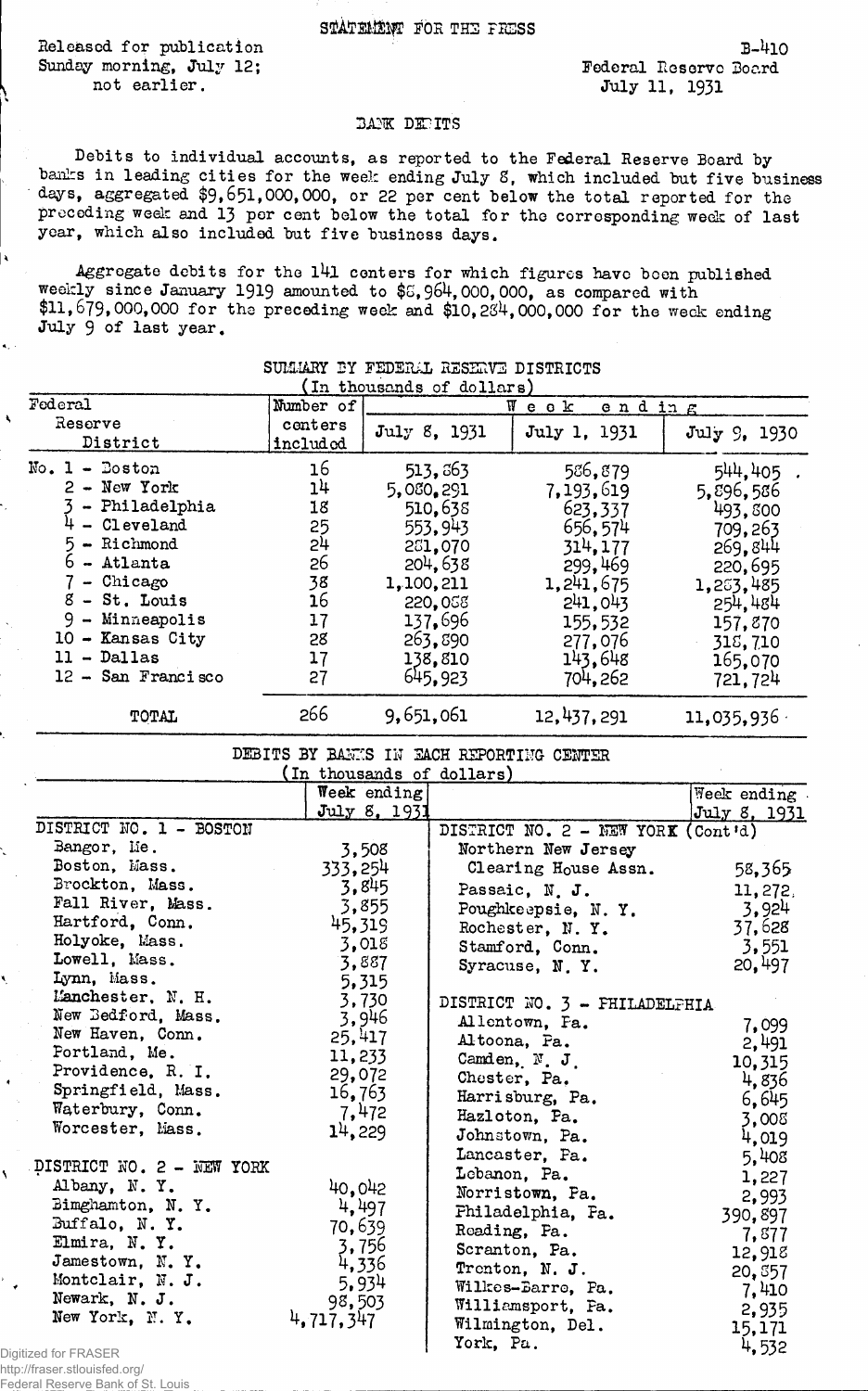STATEMENT FOR THE PRESS

Released for publication
Sunday morning, July 12;
not earlier.

B-410
Federal Reserve Board
July 11, 1931

## BANK DEBITS

Debits to individual accounts, as reported to the Federal Reserve Board by banks in leading cities for the week ending July 8, which included but five business days, aggregated $9,651,000,000, or 22 per cent below the total reported for the preceding week and 13 per cent below the total for the corresponding week of last year, which also included but five business days.

Aggregate debits for the 141 centers for which figures have been published weekly since January 1919 amounted to $8,964,000,000, as compared with $11,679,000,000 for the preceding week and $10,284,000,000 for the week ending July 9 of last year.

### SUMMARY BY FEDERAL RESERVE DISTRICTS
(In thousands of dollars)

| Federal Reserve District | Number of centers included | Week ending July 8, 1931 | Week ending July 1, 1931 | Week ending July 9, 1930 |
|---|---|---|---|---|
| No. 1 - Boston | 16 | 513,863 | 586,879 | 544,405 |
| 2 - New York | 14 | 5,080,291 | 7,193,619 | 5,896,586 |
| 3 - Philadelphia | 18 | 510,638 | 623,337 | 493,800 |
| 4 - Cleveland | 25 | 553,943 | 656,574 | 709,263 |
| 5 - Richmond | 24 | 281,070 | 314,177 | 269,844 |
| 6 - Atlanta | 26 | 204,638 | 299,469 | 220,695 |
| 7 - Chicago | 38 | 1,100,211 | 1,241,675 | 1,283,485 |
| 8 - St. Louis | 16 | 220,088 | 241,043 | 254,484 |
| 9 - Minneapolis | 17 | 137,696 | 155,532 | 157,870 |
| 10 - Kansas City | 28 | 263,890 | 277,076 | 318,710 |
| 11 - Dallas | 17 | 138,810 | 143,648 | 165,070 |
| 12 - San Francisco | 27 | 645,923 | 704,262 | 721,724 |
| TOTAL | 266 | 9,651,061 | 12,437,291 | 11,035,936 |

### DEBITS BY BANKS IN EACH REPORTING CENTER
(In thousands of dollars)

| | Week ending July 8, 1931 |
|---|---|
| **DISTRICT NO. 1 - BOSTON** | |
| Bangor, Me. | 3,508 |
| Boston, Mass. | 333,254 |
| Brockton, Mass. | 3,845 |
| Fall River, Mass. | 3,855 |
| Hartford, Conn. | 45,319 |
| Holyoke, Mass. | 3,018 |
| Lowell, Mass. | 3,887 |
| Lynn, Mass. | 5,315 |
| Manchester, N. H. | 3,730 |
| New Bedford, Mass. | 3,946 |
| New Haven, Conn. | 25,417 |
| Portland, Me. | 11,233 |
| Providence, R. I. | 29,072 |
| Springfield, Mass. | 16,763 |
| Waterbury, Conn. | 7,472 |
| Worcester, Mass. | 14,229 |
| **DISTRICT NO. 2 - NEW YORK** | |
| Albany, N. Y. | 40,042 |
| Binghamton, N. Y. | 4,497 |
| Buffalo, N. Y. | 70,639 |
| Elmira, N. Y. | 3,756 |
| Jamestown, N. Y. | 4,336 |
| Montclair, N. J. | 5,934 |
| Newark, N. J. | 98,503 |
| New York, N. Y. | 4,717,347 |
| Northern New Jersey Clearing House Assn. | 58,365 |
| Passaic, N. J. | 11,272 |
| Poughkeepsie, N. Y. | 3,924 |
| Rochester, N. Y. | 37,628 |
| Stamford, Conn. | 3,551 |
| Syracuse, N. Y. | 20,497 |
| **DISTRICT NO. 3 - PHILADELPHIA** | |
| Allentown, Pa. | 7,099 |
| Altoona, Pa. | 2,491 |
| Camden, N. J. | 10,315 |
| Chester, Pa. | 4,836 |
| Harrisburg, Pa. | 6,645 |
| Hazleton, Pa. | 3,008 |
| Johnstown, Pa. | 4,019 |
| Lancaster, Pa. | 5,408 |
| Lebanon, Pa. | 1,227 |
| Norristown, Pa. | 2,993 |
| Philadelphia, Pa. | 390,897 |
| Reading, Pa. | 7,877 |
| Scranton, Pa. | 12,918 |
| Trenton, N. J. | 20,857 |
| Wilkes-Barre, Pa. | 7,410 |
| Williamsport, Pa. | 2,935 |
| Wilmington, Del. | 15,171 |
| York, Pa. | 4,532 |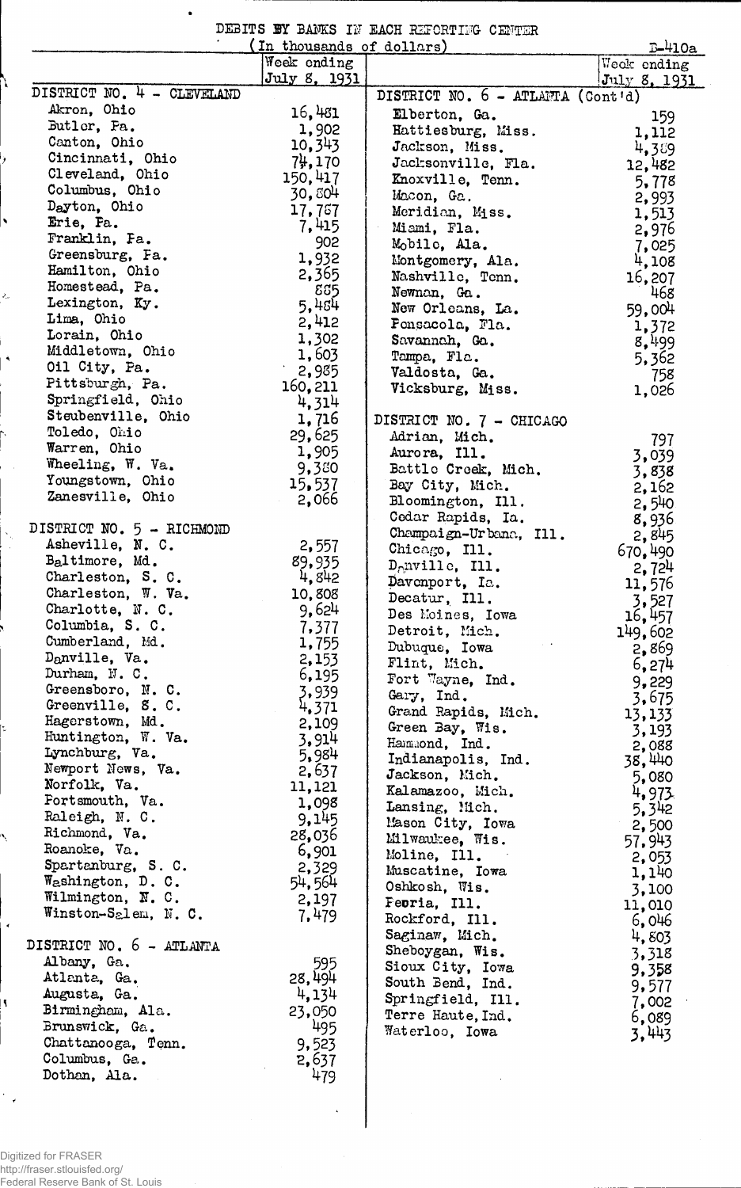DEBITS BY BANKS IN EACH REPORTING CENTER

(In thousands of dollars)

B-410a

| | Week ending July 8, 1931 |
|---|---|
| **DISTRICT NO. 4 - CLEVELAND** | |
| Akron, Ohio | 16,481 |
| Butler, Pa. | 1,902 |
| Canton, Ohio | 10,343 |
| Cincinnati, Ohio | 74,170 |
| Cleveland, Ohio | 150,417 |
| Columbus, Ohio | 30,804 |
| Dayton, Ohio | 17,767 |
| Erie, Pa. | 7,415 |
| Franklin, Pa. | 902 |
| Greensburg, Pa. | 1,932 |
| Hamilton, Ohio | 2,365 |
| Homestead, Pa. | 885 |
| Lexington, Ky. | 5,484 |
| Lima, Ohio | 2,412 |
| Lorain, Ohio | 1,302 |
| Middletown, Ohio | 1,603 |
| Oil City, Pa. | 2,985 |
| Pittsburgh, Pa. | 160,211 |
| Springfield, Ohio | 4,314 |
| Steubenville, Ohio | 1,716 |
| Toledo, Ohio | 29,625 |
| Warren, Ohio | 1,905 |
| Wheeling, W. Va. | 9,380 |
| Youngstown, Ohio | 15,537 |
| Zanesville, Ohio | 2,066 |
| **DISTRICT NO. 5 - RICHMOND** | |
| Asheville, N. C. | 2,557 |
| Baltimore, Md. | 89,935 |
| Charleston, S. C. | 4,842 |
| Charleston, W. Va. | 10,808 |
| Charlotte, N. C. | 9,624 |
| Columbia, S. C. | 7,377 |
| Cumberland, Md. | 1,755 |
| Danville, Va. | 2,153 |
| Durham, N. C. | 6,195 |
| Greensboro, N. C. | 3,939 |
| Greenville, S. C. | 4,371 |
| Hagerstown, Md. | 2,109 |
| Huntington, W. Va. | 3,914 |
| Lynchburg, Va. | 5,984 |
| Newport News, Va. | 2,637 |
| Norfolk, Va. | 11,121 |
| Portsmouth, Va. | 1,098 |
| Raleigh, N. C. | 9,145 |
| Richmond, Va. | 28,036 |
| Roanoke, Va. | 6,901 |
| Spartanburg, S. C. | 2,329 |
| Washington, D. C. | 54,564 |
| Wilmington, N. C. | 2,197 |
| Winston-Salem, N. C. | 7,479 |
| **DISTRICT NO. 6 - ATLANTA** | |
| Albany, Ga. | 595 |
| Atlanta, Ga. | 28,494 |
| Augusta, Ga. | 4,134 |
| Birmingham, Ala. | 23,050 |
| Brunswick, Ga. | 495 |
| Chattanooga, Tenn. | 9,523 |
| Columbus, Ga. | 2,637 |
| Dothan, Ala. | 479 |
| **DISTRICT NO. 6 - ATLANTA (Cont'd)** | |
| Elberton, Ga. | 159 |
| Hattiesburg, Miss. | 1,112 |
| Jackson, Miss. | 4,389 |
| Jacksonville, Fla. | 12,482 |
| Knoxville, Tenn. | 5,778 |
| Macon, Ga. | 2,993 |
| Meridian, Miss. | 1,513 |
| Miami, Fla. | 2,976 |
| Mobile, Ala. | 7,025 |
| Montgomery, Ala. | 4,108 |
| Nashville, Tenn. | 16,207 |
| Newnan, Ga. | 468 |
| New Orleans, La. | 59,004 |
| Pensacola, Fla. | 1,372 |
| Savannah, Ga. | 8,499 |
| Tampa, Fla. | 5,362 |
| Valdosta, Ga. | 758 |
| Vicksburg, Miss. | 1,026 |
| **DISTRICT NO. 7 - CHICAGO** | |
| Adrian, Mich. | 797 |
| Aurora, Ill. | 3,039 |
| Battle Creek, Mich. | 3,838 |
| Bay City, Mich. | 2,162 |
| Bloomington, Ill. | 2,540 |
| Cedar Rapids, Ia. | 8,936 |
| Champaign-Urbana, Ill. | 2,845 |
| Chicago, Ill. | 670,490 |
| Danville, Ill. | 2,724 |
| Davenport, Ia. | 11,576 |
| Decatur, Ill. | 3,527 |
| Des Moines, Iowa | 16,457 |
| Detroit, Mich. | 149,602 |
| Dubuque, Iowa | 2,869 |
| Flint, Mich. | 6,274 |
| Fort Wayne, Ind. | 9,229 |
| Gary, Ind. | 3,675 |
| Grand Rapids, Mich. | 13,133 |
| Green Bay, Wis. | 3,193 |
| Hammond, Ind. | 2,088 |
| Indianapolis, Ind. | 38,440 |
| Jackson, Mich. | 5,080 |
| Kalamazoo, Mich. | 4,973 |
| Lansing, Mich. | 5,342 |
| Mason City, Iowa | 2,500 |
| Milwaukee, Wis. | 57,943 |
| Moline, Ill. | 2,053 |
| Muscatine, Iowa | 1,140 |
| Oshkosh, Wis. | 3,100 |
| Peoria, Ill. | 11,010 |
| Rockford, Ill. | 6,046 |
| Saginaw, Mich. | 4,803 |
| Sheboygan, Wis. | 3,318 |
| Sioux City, Iowa | 9,358 |
| South Bend, Ind. | 9,577 |
| Springfield, Ill. | 7,002 |
| Terre Haute, Ind. | 6,089 |
| Waterloo, Iowa | 3,443 |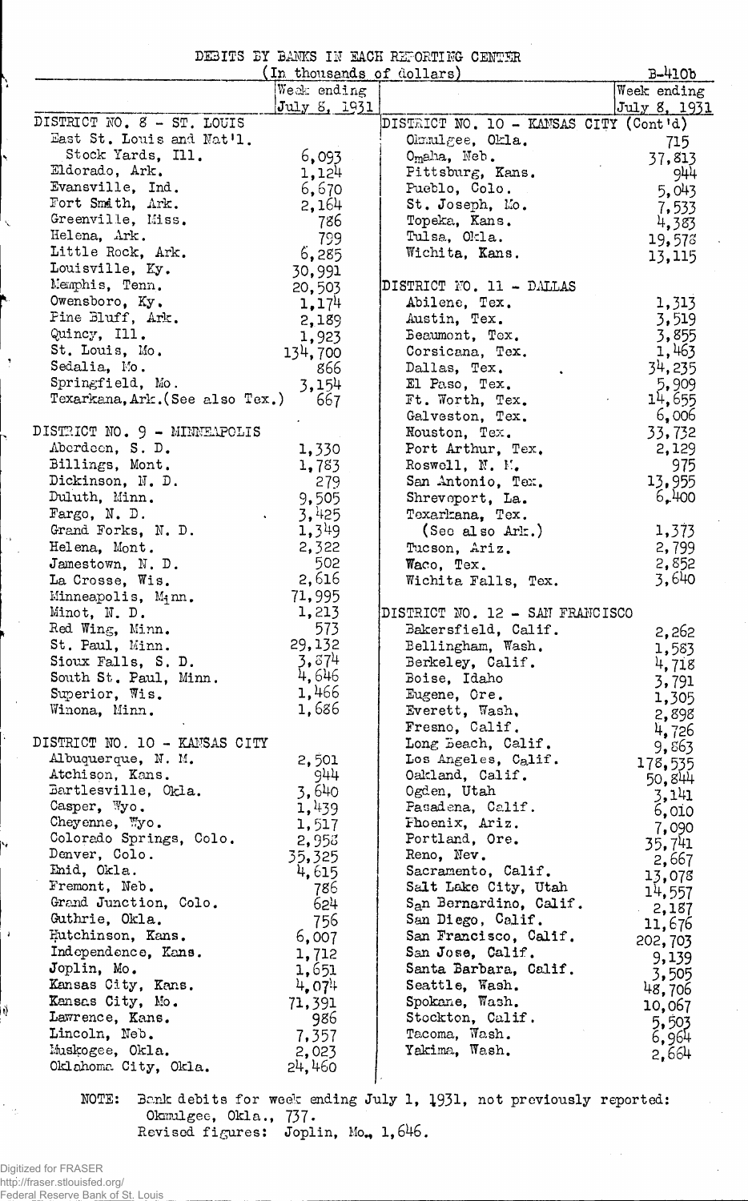DEBITS BY BANKS IN EACH REPORTING CENTER

(In thousands of dollars)

B-410b

| | Week ending July 8, 1931 | | Week ending July 8, 1931 |
|---|---|---|---|
| DISTRICT NO. 8 - ST. LOUIS | | DISTRICT NO. 10 - KANSAS CITY (Cont'd) | |
| East St. Louis and Nat'l. Stock Yards, Ill. | 6,093 | Okmulgee, Okla. | 715 |
| Eldorado, Ark. | 1,124 | Omaha, Neb. | 37,813 |
| Evansville, Ind. | 6,670 | Pittsburg, Kans. | 944 |
| Fort Smith, Ark. | 2,164 | Pueblo, Colo. | 5,043 |
| Greenville, Miss. | 786 | St. Joseph, Mo. | 7,533 |
| Helena, Ark. | 799 | Topeka, Kans. | 4,383 |
| Little Rock, Ark. | 6,285 | Tulsa, Okla. | 19,578 |
| Louisville, Ky. | 30,991 | Wichita, Kans. | 13,115 |
| Memphis, Tenn. | 20,503 | | |
| Owensboro, Ky. | 1,174 | DISTRICT NO. 11 - DALLAS | |
| Pine Bluff, Ark. | 2,189 | Abilene, Tex. | 1,313 |
| Quincy, Ill. | 1,923 | Austin, Tex. | 3,519 |
| St. Louis, Mo. | 134,700 | Beaumont, Tex. | 3,855 |
| Sedalia, Mo. | 866 | Corsicana, Tex. | 1,463 |
| Springfield, Mo. | 3,154 | Dallas, Tex. | 34,235 |
| Texarkana, Ark. (See also Tex.) | 667 | El Paso, Tex. | 5,909 |
| | | Ft. Worth, Tex. | 14,655 |
| DISTRICT NO. 9 - MINNEAPOLIS | | Galveston, Tex. | 6,006 |
| Aberdeen, S. D. | 1,330 | Houston, Tex. | 33,732 |
| Billings, Mont. | 1,783 | Port Arthur, Tex. | 2,129 |
| Dickinson, N. D. | 279 | Roswell, N. M. | 975 |
| Duluth, Minn. | 9,505 | San Antonio, Tex. | 13,955 |
| Fargo, N. D. | 3,425 | Shreveport, La. | 6,400 |
| Grand Forks, N. D. | 1,349 | Texarkana, Tex. (See also Ark.) | 1,373 |
| Helena, Mont. | 2,322 | Tucson, Ariz. | 2,799 |
| Jamestown, N. D. | 502 | Waco, Tex. | 2,852 |
| La Crosse, Wis. | 2,616 | Wichita Falls, Tex. | 3,640 |
| Minneapolis, Minn. | 71,995 | | |
| Minot, N. D. | 1,213 | DISTRICT NO. 12 - SAN FRANCISCO | |
| Red Wing, Minn. | 573 | Bakersfield, Calif. | 2,262 |
| St. Paul, Minn. | 29,132 | Bellingham, Wash. | 1,583 |
| Sioux Falls, S. D. | 3,874 | Berkeley, Calif. | 4,718 |
| South St. Paul, Minn. | 4,646 | Boise, Idaho | 3,791 |
| Superior, Wis. | 1,466 | Eugene, Ore. | 1,305 |
| Winona, Minn. | 1,686 | Everett, Wash. | 2,898 |
| | | Fresno, Calif. | 4,726 |
| DISTRICT NO. 10 - KANSAS CITY | | Long Beach, Calif. | 9,863 |
| Albuquerque, N. M. | 2,501 | Los Angeles, Calif. | 178,535 |
| Atchison, Kans. | 944 | Oakland, Calif. | 50,844 |
| Bartlesville, Okla. | 3,640 | Ogden, Utah | 3,141 |
| Casper, Wyo. | 1,439 | Pasadena, Calif. | 6,010 |
| Cheyenne, Wyo. | 1,517 | Phoenix, Ariz. | 7,090 |
| Colorado Springs, Colo. | 2,958 | Portland, Ore. | 35,741 |
| Denver, Colo. | 35,325 | Reno, Nev. | 2,667 |
| Enid, Okla. | 4,615 | Sacramento, Calif. | 13,078 |
| Fremont, Neb. | 786 | Salt Lake City, Utah | 14,557 |
| Grand Junction, Colo. | 624 | San Bernardino, Calif. | 2,187 |
| Guthrie, Okla. | 756 | San Diego, Calif. | 11,676 |
| Hutchinson, Kans. | 6,007 | San Francisco, Calif. | 202,703 |
| Independence, Kans. | 1,712 | San Jose, Calif. | 9,139 |
| Joplin, Mo. | 1,651 | Santa Barbara, Calif. | 3,505 |
| Kansas City, Kans. | 4,074 | Seattle, Wash. | 48,706 |
| Kansas City, Mo. | 71,391 | Spokane, Wash. | 10,067 |
| Lawrence, Kans. | 986 | Stockton, Calif. | 5,503 |
| Lincoln, Neb. | 7,357 | Tacoma, Wash. | 6,964 |
| Muskogee, Okla. | 2,023 | Yakima, Wash. | 2,664 |
| Oklahoma City, Okla. | 24,460 | | |

NOTE: Bank debits for week ending July 1, 1931, not previously reported: Okmulgee, Okla., 737.
Revised figures: Joplin, Mo., 1,646.